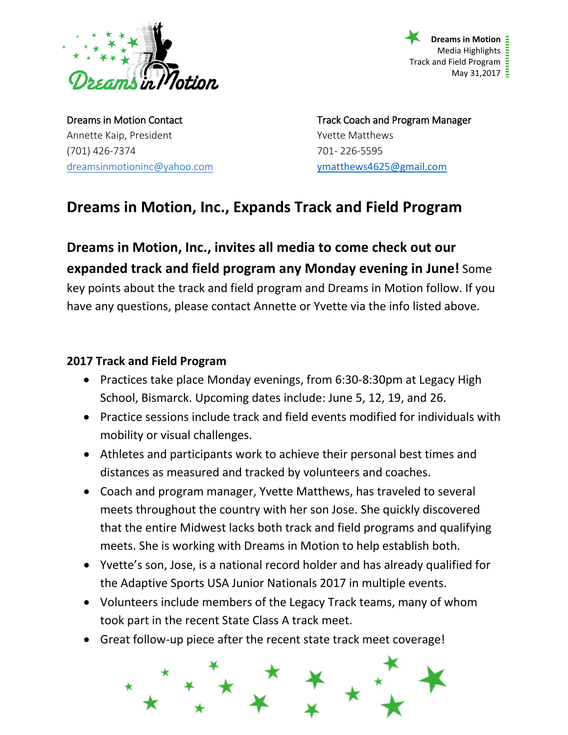**Dreams in Motion**
Media Highlights
Track and Field Program
May 31,2017

Dreams in Motion Contact
Annette Kaip, President
(701) 426-7374
dreamsinmotioninc@yahoo.com

Track Coach and Program Manager
Yvette Matthews
701- 226-5595
ymatthews4625@gmail.com

# Dreams in Motion, Inc., Expands Track and Field Program

**Dreams in Motion, Inc., invites all media to come check out our expanded track and field program any Monday evening in June!** Some key points about the track and field program and Dreams in Motion follow. If you have any questions, please contact Annette or Yvette via the info listed above.

### 2017 Track and Field Program

- Practices take place Monday evenings, from 6:30-8:30pm at Legacy High School, Bismarck. Upcoming dates include: June 5, 12, 19, and 26.
- Practice sessions include track and field events modified for individuals with mobility or visual challenges.
- Athletes and participants work to achieve their personal best times and distances as measured and tracked by volunteers and coaches.
- Coach and program manager, Yvette Matthews, has traveled to several meets throughout the country with her son Jose. She quickly discovered that the entire Midwest lacks both track and field programs and qualifying meets. She is working with Dreams in Motion to help establish both.
- Yvette's son, Jose, is a national record holder and has already qualified for the Adaptive Sports USA Junior Nationals 2017 in multiple events.
- Volunteers include members of the Legacy Track teams, many of whom took part in the recent State Class A track meet.
- Great follow-up piece after the recent state track meet coverage!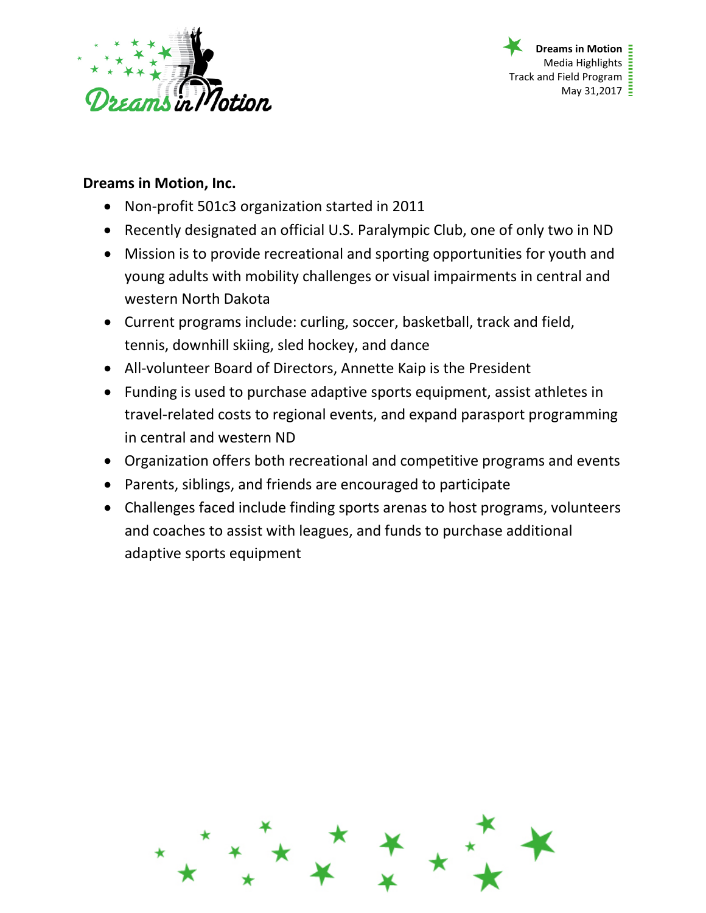## Dreams in Motion, Inc.

- Non-profit 501c3 organization started in 2011
- Recently designated an official U.S. Paralympic Club, one of only two in ND
- Mission is to provide recreational and sporting opportunities for youth and young adults with mobility challenges or visual impairments in central and western North Dakota
- Current programs include: curling, soccer, basketball, track and field, tennis, downhill skiing, sled hockey, and dance
- All-volunteer Board of Directors, Annette Kaip is the President
- Funding is used to purchase adaptive sports equipment, assist athletes in travel-related costs to regional events, and expand parasport programming in central and western ND
- Organization offers both recreational and competitive programs and events
- Parents, siblings, and friends are encouraged to participate
- Challenges faced include finding sports arenas to host programs, volunteers and coaches to assist with leagues, and funds to purchase additional adaptive sports equipment